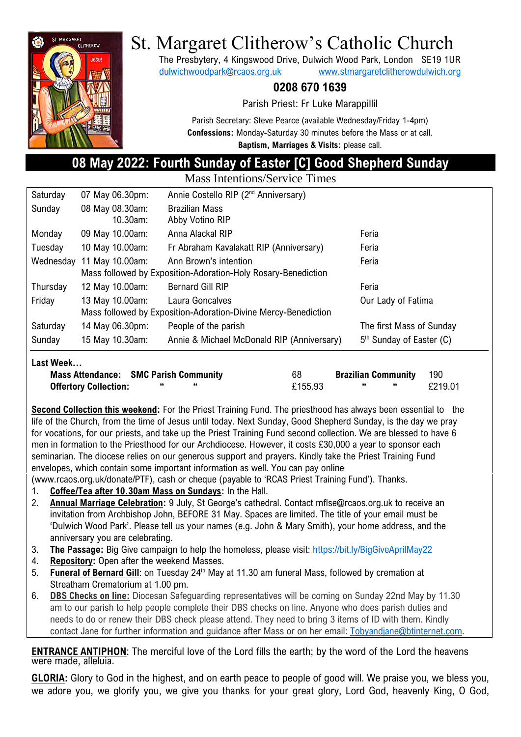# St. Margaret Clitherow's Catholic Church

The Presbytery, 4 Kingswood Drive, Dulwich Wood Park, London SE19 1UR
dulwichwoodpark@rcaos.org.uk www.stmargaretclitherowdulwich.org

**0208 670 1639**

Parish Priest: Fr Luke Marappillil

Parish Secretary: Steve Pearce (available Wednesday/Friday 1-4pm)
**Confessions:** Monday-Saturday 30 minutes before the Mass or at call.
**Baptism, Marriages & Visits:** please call.

## 08 May 2022: Fourth Sunday of Easter [C] Good Shepherd Sunday

Mass Intentions/Service Times

| Day | Date/Time | Intention | |
|---|---|---|---|
| Saturday | 07 May 06.30pm: | Annie Costello RIP (2nd Anniversary) | |
| Sunday | 08 May 08.30am: | Brazilian Mass | |
| | 10.30am: | Abby Votino RIP | |
| Monday | 09 May 10.00am: | Anna Alackal RIP | Feria |
| Tuesday | 10 May 10.00am: | Fr Abraham Kavalakatt RIP (Anniversary) | Feria |
| Wednesday | 11 May 10.00am: | Ann Brown's intention | Feria |
| | Mass followed by Exposition-Adoration-Holy Rosary-Benediction | | |
| Thursday | 12 May 10.00am: | Bernard Gill RIP | Feria |
| Friday | 13 May 10.00am: | Laura Goncalves | Our Lady of Fatima |
| | Mass followed by Exposition-Adoration-Divine Mercy-Benediction | | |
| Saturday | 14 May 06.30pm: | People of the parish | The first Mass of Sunday |
| Sunday | 15 May 10.30am: | Annie & Michael McDonald RIP (Anniversary) | 5th Sunday of Easter (C) |

**Last Week…**

| | | | | |
|---|---|---|---|---|
| **Mass Attendance:** | **SMC Parish Community** | 68 | **Brazilian Community** | 190 |
| **Offertory Collection:** | " " | £155.93 | " " | £219.01 |

**Second Collection this weekend:** For the Priest Training Fund. The priesthood has always been essential to the life of the Church, from the time of Jesus until today. Next Sunday, Good Shepherd Sunday, is the day we pray for vocations, for our priests, and take up the Priest Training Fund second collection. We are blessed to have 6 men in formation to the Priesthood for our Archdiocese. However, it costs £30,000 a year to sponsor each seminarian. The diocese relies on our generous support and prayers. Kindly take the Priest Training Fund envelopes, which contain some important information as well. You can pay online (www.rcaos.org.uk/donate/PTF), cash or cheque (payable to 'RCAS Priest Training Fund'). Thanks.

1. **Coffee/Tea after 10.30am Mass on Sundays:** In the Hall.
2. **Annual Marriage Celebration:** 9 July, St George's cathedral. Contact mflse@rcaos.org.uk to receive an invitation from Archbishop John, BEFORE 31 May. Spaces are limited. The title of your email must be 'Dulwich Wood Park'. Please tell us your names (e.g. John & Mary Smith), your home address, and the anniversary you are celebrating.
3. **The Passage:** Big Give campaign to help the homeless, please visit: https://bit.ly/BigGiveAprilMay22
4. **Repository:** Open after the weekend Masses.
5. **Funeral of Bernard Gill**: on Tuesday 24th May at 11.30 am funeral Mass, followed by cremation at Streatham Crematorium at 1.00 pm.
6. **DBS Checks on line:** Diocesan Safeguarding representatives will be coming on Sunday 22nd May by 11.30 am to our parish to help people complete their DBS checks on line. Anyone who does parish duties and needs to do or renew their DBS check please attend. They need to bring 3 items of ID with them. Kindly contact Jane for further information and guidance after Mass or on her email: Tobyandjane@btinternet.com.

**ENTRANCE ANTIPHON**: The merciful love of the Lord fills the earth; by the word of the Lord the heavens were made, alleluia.

**GLORIA:** Glory to God in the highest, and on earth peace to people of good will. We praise you, we bless you, we adore you, we glorify you, we give you thanks for your great glory, Lord God, heavenly King, O God,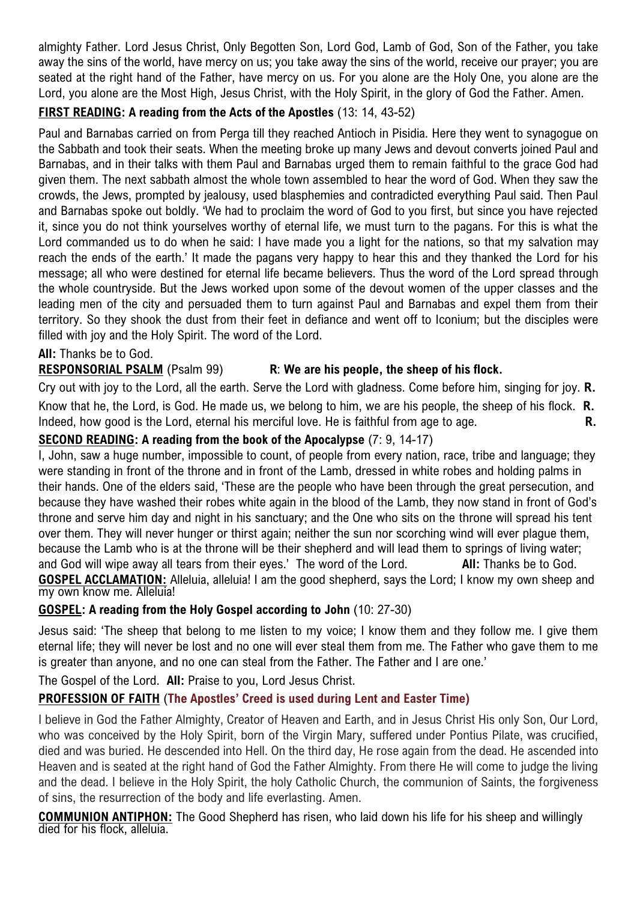almighty Father. Lord Jesus Christ, Only Begotten Son, Lord God, Lamb of God, Son of the Father, you take away the sins of the world, have mercy on us; you take away the sins of the world, receive our prayer; you are seated at the right hand of the Father, have mercy on us. For you alone are the Holy One, you alone are the Lord, you alone are the Most High, Jesus Christ, with the Holy Spirit, in the glory of God the Father. Amen.

**FIRST READING: A reading from the Acts of the Apostles** (13: 14, 43-52)

Paul and Barnabas carried on from Perga till they reached Antioch in Pisidia. Here they went to synagogue on the Sabbath and took their seats. When the meeting broke up many Jews and devout converts joined Paul and Barnabas, and in their talks with them Paul and Barnabas urged them to remain faithful to the grace God had given them. The next sabbath almost the whole town assembled to hear the word of God. When they saw the crowds, the Jews, prompted by jealousy, used blasphemies and contradicted everything Paul said. Then Paul and Barnabas spoke out boldly. 'We had to proclaim the word of God to you first, but since you have rejected it, since you do not think yourselves worthy of eternal life, we must turn to the pagans. For this is what the Lord commanded us to do when he said: I have made you a light for the nations, so that my salvation may reach the ends of the earth.' It made the pagans very happy to hear this and they thanked the Lord for his message; all who were destined for eternal life became believers. Thus the word of the Lord spread through the whole countryside. But the Jews worked upon some of the devout women of the upper classes and the leading men of the city and persuaded them to turn against Paul and Barnabas and expel them from their territory. So they shook the dust from their feet in defiance and went off to Iconium; but the disciples were filled with joy and the Holy Spirit. The word of the Lord.

**All:** Thanks be to God.

**RESPONSORIAL PSALM** (Psalm 99) **R**: **We are his people, the sheep of his flock.**

Cry out with joy to the Lord, all the earth. Serve the Lord with gladness. Come before him, singing for joy. **R.**

Know that he, the Lord, is God. He made us, we belong to him, we are his people, the sheep of his flock. **R.**

Indeed, how good is the Lord, eternal his merciful love. He is faithful from age to age. **R.**

**SECOND READING: A reading from the book of the Apocalypse** (7: 9, 14-17)

I, John, saw a huge number, impossible to count, of people from every nation, race, tribe and language; they were standing in front of the throne and in front of the Lamb, dressed in white robes and holding palms in their hands. One of the elders said, 'These are the people who have been through the great persecution, and because they have washed their robes white again in the blood of the Lamb, they now stand in front of God's throne and serve him day and night in his sanctuary; and the One who sits on the throne will spread his tent over them. They will never hunger or thirst again; neither the sun nor scorching wind will ever plague them, because the Lamb who is at the throne will be their shepherd and will lead them to springs of living water; and God will wipe away all tears from their eyes.' The word of the Lord. **All:** Thanks be to God.

**GOSPEL ACCLAMATION:** Alleluia, alleluia! I am the good shepherd, says the Lord; I know my own sheep and my own know me. Alleluia!

**GOSPEL: A reading from the Holy Gospel according to John** (10: 27-30)

Jesus said: 'The sheep that belong to me listen to my voice; I know them and they follow me. I give them eternal life; they will never be lost and no one will ever steal them from me. The Father who gave them to me is greater than anyone, and no one can steal from the Father. The Father and I are one.'

The Gospel of the Lord. **All:** Praise to you, Lord Jesus Christ.

**PROFESSION OF FAITH** (**The Apostles' Creed is used during Lent and Easter Time)**

I believe in God the Father Almighty, Creator of Heaven and Earth, and in Jesus Christ His only Son, Our Lord, who was conceived by the Holy Spirit, born of the Virgin Mary, suffered under Pontius Pilate, was crucified, died and was buried. He descended into Hell. On the third day, He rose again from the dead. He ascended into Heaven and is seated at the right hand of God the Father Almighty. From there He will come to judge the living and the dead. I believe in the Holy Spirit, the holy Catholic Church, the communion of Saints, the forgiveness of sins, the resurrection of the body and life everlasting. Amen.

**COMMUNION ANTIPHON:** The Good Shepherd has risen, who laid down his life for his sheep and willingly died for his flock, alleluia.